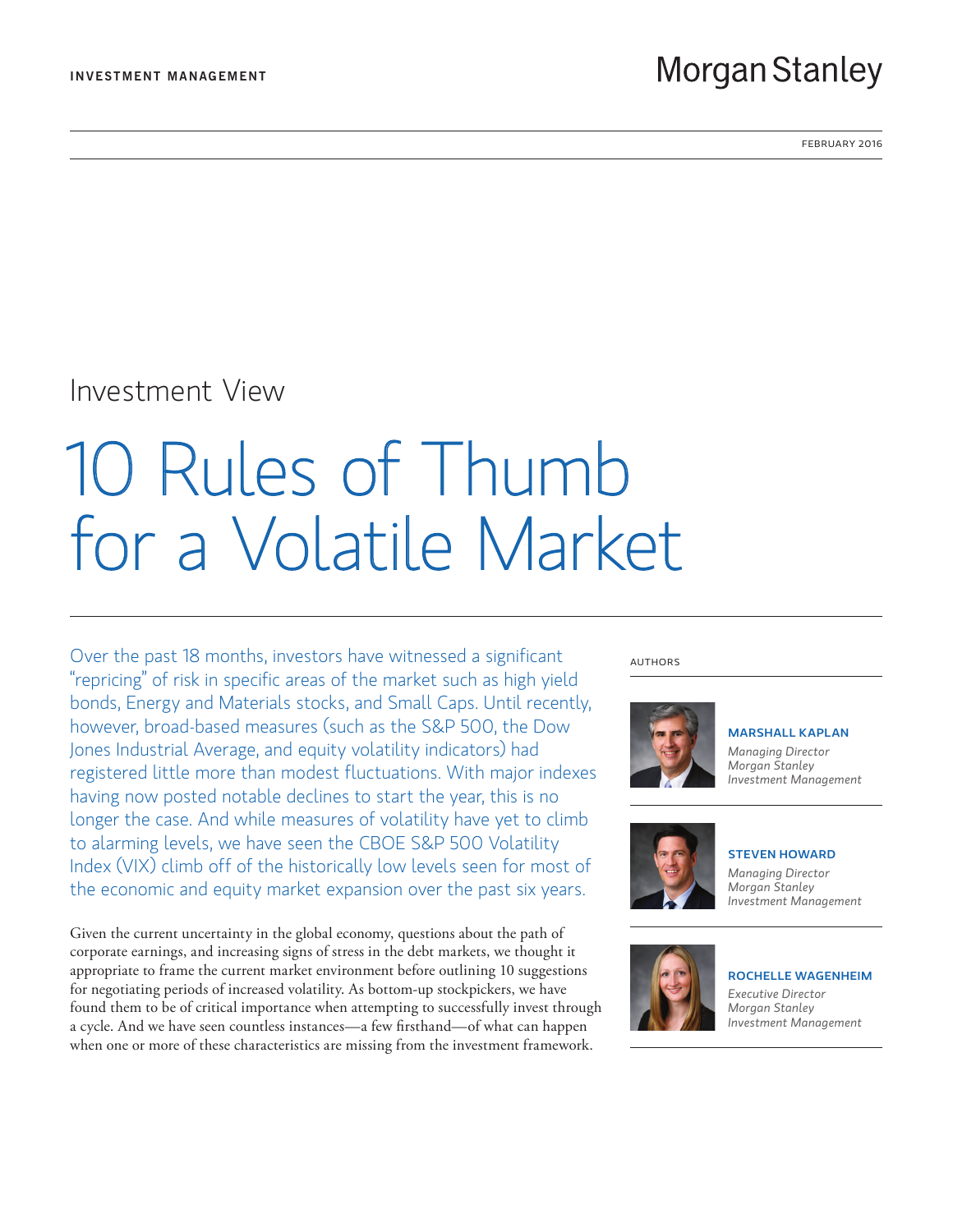INVESTMENT MANAGEMENT

Morgan Stanley

FEBRUARY 2016

Investment View

# 10 Rules of Thumb for a Volatile Market

Over the past 18 months, investors have witnessed a significant "repricing" of risk in specific areas of the market such as high yield bonds, Energy and Materials stocks, and Small Caps. Until recently, however, broad-based measures (such as the S&P 500, the Dow Jones Industrial Average, and equity volatility indicators) had registered little more than modest fluctuations. With major indexes having now posted notable declines to start the year, this is no longer the case. And while measures of volatility have yet to climb to alarming levels, we have seen the CBOE S&P 500 Volatility Index (VIX) climb off of the historically low levels seen for most of the economic and equity market expansion over the past six years.

Given the current uncertainty in the global economy, questions about the path of corporate earnings, and increasing signs of stress in the debt markets, we thought it appropriate to frame the current market environment before outlining 10 suggestions for negotiating periods of increased volatility. As bottom-up stockpickers, we have found them to be of critical importance when attempting to successfully invest through a cycle. And we have seen countless instances—a few firsthand—of what can happen when one or more of these characteristics are missing from the investment framework.

AUTHORS

**MARSHALL KAPLAN**
*Managing Director*
*Morgan Stanley Investment Management*

**STEVEN HOWARD**
*Managing Director*
*Morgan Stanley Investment Management*

**ROCHELLE WAGENHEIM**
*Executive Director*
*Morgan Stanley Investment Management*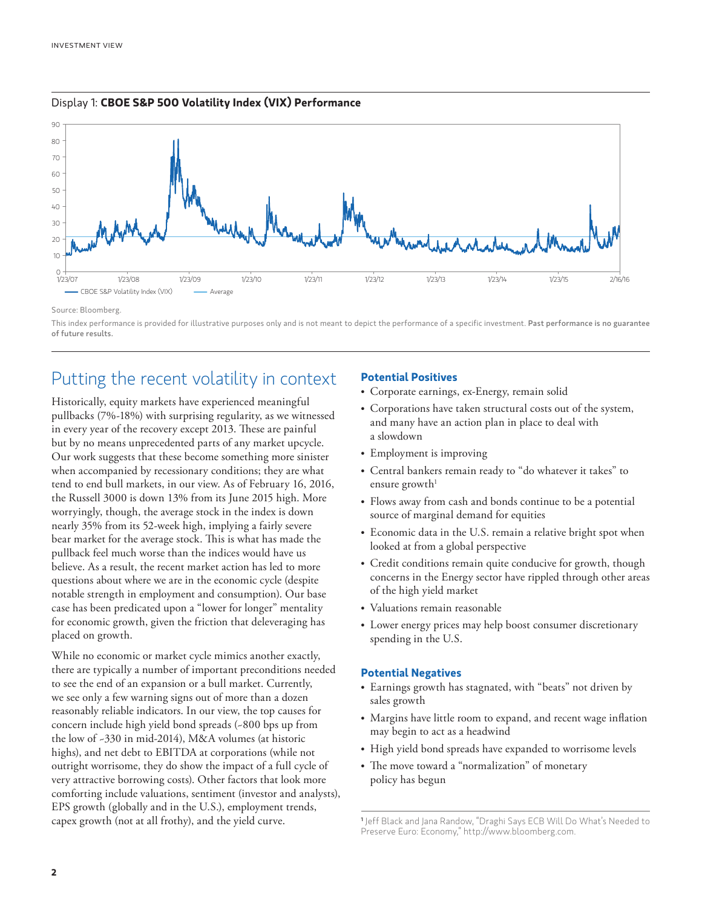Display 1: **CBOE S&P 500 Volatility Index (VIX) Performance**

Source: Bloomberg.

This index performance is provided for illustrative purposes only and is not meant to depict the performance of a specific investment. **Past performance is no guarantee of future results.**

## Putting the recent volatility in context

Historically, equity markets have experienced meaningful pullbacks (7%-18%) with surprising regularity, as we witnessed in every year of the recovery except 2013. These are painful but by no means unprecedented parts of any market upcycle. Our work suggests that these become something more sinister when accompanied by recessionary conditions; they are what tend to end bull markets, in our view. As of February 16, 2016, the Russell 3000 is down 13% from its June 2015 high. More worryingly, though, the average stock in the index is down nearly 35% from its 52-week high, implying a fairly severe bear market for the average stock. This is what has made the pullback feel much worse than the indices would have us believe. As a result, the recent market action has led to more questions about where we are in the economic cycle (despite notable strength in employment and consumption). Our base case has been predicated upon a "lower for longer" mentality for economic growth, given the friction that deleveraging has placed on growth.

While no economic or market cycle mimics another exactly, there are typically a number of important preconditions needed to see the end of an expansion or a bull market. Currently, we see only a few warning signs out of more than a dozen reasonably reliable indicators. In our view, the top causes for concern include high yield bond spreads (~800 bps up from the low of ~330 in mid-2014), M&A volumes (at historic highs), and net debt to EBITDA at corporations (while not outright worrisome, they do show the impact of a full cycle of very attractive borrowing costs). Other factors that look more comforting include valuations, sentiment (investor and analysts), EPS growth (globally and in the U.S.), employment trends, capex growth (not at all frothy), and the yield curve.

### Potential Positives

- Corporate earnings, ex-Energy, remain solid
- Corporations have taken structural costs out of the system, and many have an action plan in place to deal with a slowdown
- Employment is improving
- Central bankers remain ready to "do whatever it takes" to ensure growth[1]
- Flows away from cash and bonds continue to be a potential source of marginal demand for equities
- Economic data in the U.S. remain a relative bright spot when looked at from a global perspective
- Credit conditions remain quite conducive for growth, though concerns in the Energy sector have rippled through other areas of the high yield market
- Valuations remain reasonable
- Lower energy prices may help boost consumer discretionary spending in the U.S.

### Potential Negatives

- Earnings growth has stagnated, with "beats" not driven by sales growth
- Margins have little room to expand, and recent wage inflation may begin to act as a headwind
- High yield bond spreads have expanded to worrisome levels
- The move toward a "normalization" of monetary policy has begun

[1] Jeff Black and Jana Randow, "Draghi Says ECB Will Do What's Needed to Preserve Euro: Economy," http://www.bloomberg.com.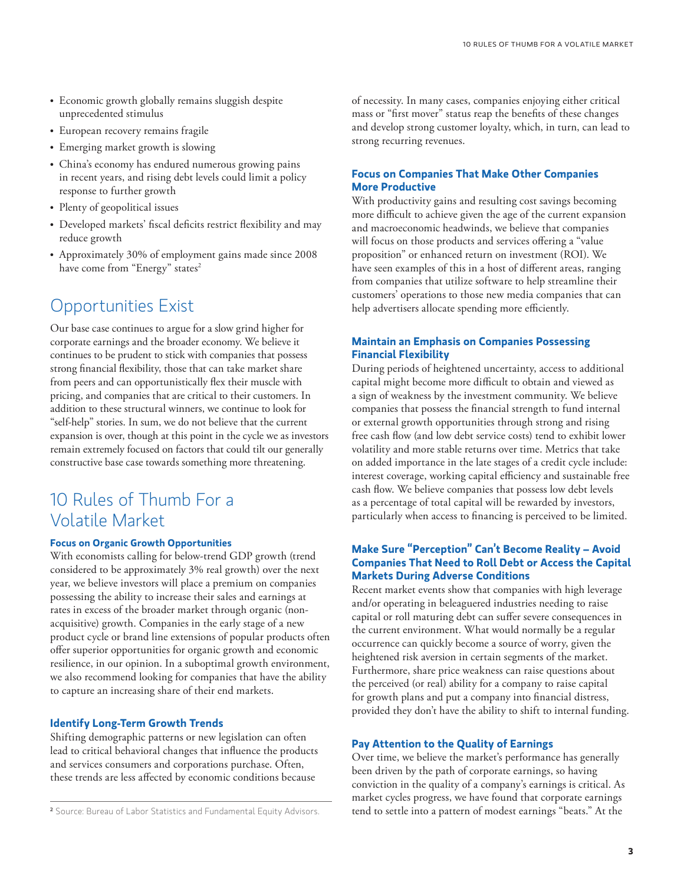- Economic growth globally remains sluggish despite unprecedented stimulus
- European recovery remains fragile
- Emerging market growth is slowing
- China's economy has endured numerous growing pains in recent years, and rising debt levels could limit a policy response to further growth
- Plenty of geopolitical issues
- Developed markets' fiscal deficits restrict flexibility and may reduce growth
- Approximately 30% of employment gains made since 2008 have come from "Energy" states[2]

## Opportunities Exist

Our base case continues to argue for a slow grind higher for corporate earnings and the broader economy. We believe it continues to be prudent to stick with companies that possess strong financial flexibility, those that can take market share from peers and can opportunistically flex their muscle with pricing, and companies that are critical to their customers. In addition to these structural winners, we continue to look for "self-help" stories. In sum, we do not believe that the current expansion is over, though at this point in the cycle we as investors remain extremely focused on factors that could tilt our generally constructive base case towards something more threatening.

## 10 Rules of Thumb For a Volatile Market

### Focus on Organic Growth Opportunities

With economists calling for below-trend GDP growth (trend considered to be approximately 3% real growth) over the next year, we believe investors will place a premium on companies possessing the ability to increase their sales and earnings at rates in excess of the broader market through organic (non-acquisitive) growth. Companies in the early stage of a new product cycle or brand line extensions of popular products often offer superior opportunities for organic growth and economic resilience, in our opinion. In a suboptimal growth environment, we also recommend looking for companies that have the ability to capture an increasing share of their end markets.

### Identify Long-Term Growth Trends

Shifting demographic patterns or new legislation can often lead to critical behavioral changes that influence the products and services consumers and corporations purchase. Often, these trends are less affected by economic conditions because of necessity. In many cases, companies enjoying either critical mass or "first mover" status reap the benefits of these changes and develop strong customer loyalty, which, in turn, can lead to strong recurring revenues.

### Focus on Companies That Make Other Companies More Productive

With productivity gains and resulting cost savings becoming more difficult to achieve given the age of the current expansion and macroeconomic headwinds, we believe that companies will focus on those products and services offering a "value proposition" or enhanced return on investment (ROI). We have seen examples of this in a host of different areas, ranging from companies that utilize software to help streamline their customers' operations to those new media companies that can help advertisers allocate spending more efficiently.

### Maintain an Emphasis on Companies Possessing Financial Flexibility

During periods of heightened uncertainty, access to additional capital might become more difficult to obtain and viewed as a sign of weakness by the investment community. We believe companies that possess the financial strength to fund internal or external growth opportunities through strong and rising free cash flow (and low debt service costs) tend to exhibit lower volatility and more stable returns over time. Metrics that take on added importance in the late stages of a credit cycle include: interest coverage, working capital efficiency and sustainable free cash flow. We believe companies that possess low debt levels as a percentage of total capital will be rewarded by investors, particularly when access to financing is perceived to be limited.

### Make Sure "Perception" Can't Become Reality – Avoid Companies That Need to Roll Debt or Access the Capital Markets During Adverse Conditions

Recent market events show that companies with high leverage and/or operating in beleaguered industries needing to raise capital or roll maturing debt can suffer severe consequences in the current environment. What would normally be a regular occurrence can quickly become a source of worry, given the heightened risk aversion in certain segments of the market. Furthermore, share price weakness can raise questions about the perceived (or real) ability for a company to raise capital for growth plans and put a company into financial distress, provided they don't have the ability to shift to internal funding.

### Pay Attention to the Quality of Earnings

Over time, we believe the market's performance has generally been driven by the path of corporate earnings, so having conviction in the quality of a company's earnings is critical. As market cycles progress, we have found that corporate earnings tend to settle into a pattern of modest earnings "beats." At the

[2] Source: Bureau of Labor Statistics and Fundamental Equity Advisors.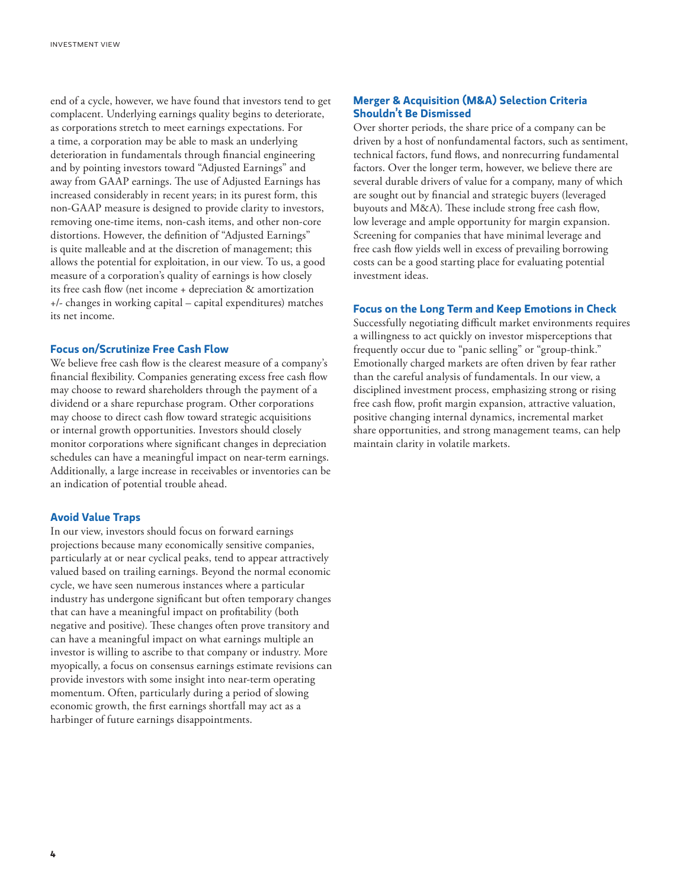end of a cycle, however, we have found that investors tend to get complacent. Underlying earnings quality begins to deteriorate, as corporations stretch to meet earnings expectations. For a time, a corporation may be able to mask an underlying deterioration in fundamentals through financial engineering and by pointing investors toward "Adjusted Earnings" and away from GAAP earnings. The use of Adjusted Earnings has increased considerably in recent years; in its purest form, this non-GAAP measure is designed to provide clarity to investors, removing one-time items, non-cash items, and other non-core distortions. However, the definition of "Adjusted Earnings" is quite malleable and at the discretion of management; this allows the potential for exploitation, in our view. To us, a good measure of a corporation's quality of earnings is how closely its free cash flow (net income + depreciation & amortization +/- changes in working capital – capital expenditures) matches its net income.

### Focus on/Scrutinize Free Cash Flow

We believe free cash flow is the clearest measure of a company's financial flexibility. Companies generating excess free cash flow may choose to reward shareholders through the payment of a dividend or a share repurchase program. Other corporations may choose to direct cash flow toward strategic acquisitions or internal growth opportunities. Investors should closely monitor corporations where significant changes in depreciation schedules can have a meaningful impact on near-term earnings. Additionally, a large increase in receivables or inventories can be an indication of potential trouble ahead.

### Avoid Value Traps

In our view, investors should focus on forward earnings projections because many economically sensitive companies, particularly at or near cyclical peaks, tend to appear attractively valued based on trailing earnings. Beyond the normal economic cycle, we have seen numerous instances where a particular industry has undergone significant but often temporary changes that can have a meaningful impact on profitability (both negative and positive). These changes often prove transitory and can have a meaningful impact on what earnings multiple an investor is willing to ascribe to that company or industry. More myopically, a focus on consensus earnings estimate revisions can provide investors with some insight into near-term operating momentum. Often, particularly during a period of slowing economic growth, the first earnings shortfall may act as a harbinger of future earnings disappointments.

### Merger & Acquisition (M&A) Selection Criteria Shouldn't Be Dismissed

Over shorter periods, the share price of a company can be driven by a host of nonfundamental factors, such as sentiment, technical factors, fund flows, and nonrecurring fundamental factors. Over the longer term, however, we believe there are several durable drivers of value for a company, many of which are sought out by financial and strategic buyers (leveraged buyouts and M&A). These include strong free cash flow, low leverage and ample opportunity for margin expansion. Screening for companies that have minimal leverage and free cash flow yields well in excess of prevailing borrowing costs can be a good starting place for evaluating potential investment ideas.

### Focus on the Long Term and Keep Emotions in Check

Successfully negotiating difficult market environments requires a willingness to act quickly on investor misperceptions that frequently occur due to "panic selling" or "group-think." Emotionally charged markets are often driven by fear rather than the careful analysis of fundamentals. In our view, a disciplined investment process, emphasizing strong or rising free cash flow, profit margin expansion, attractive valuation, positive changing internal dynamics, incremental market share opportunities, and strong management teams, can help maintain clarity in volatile markets.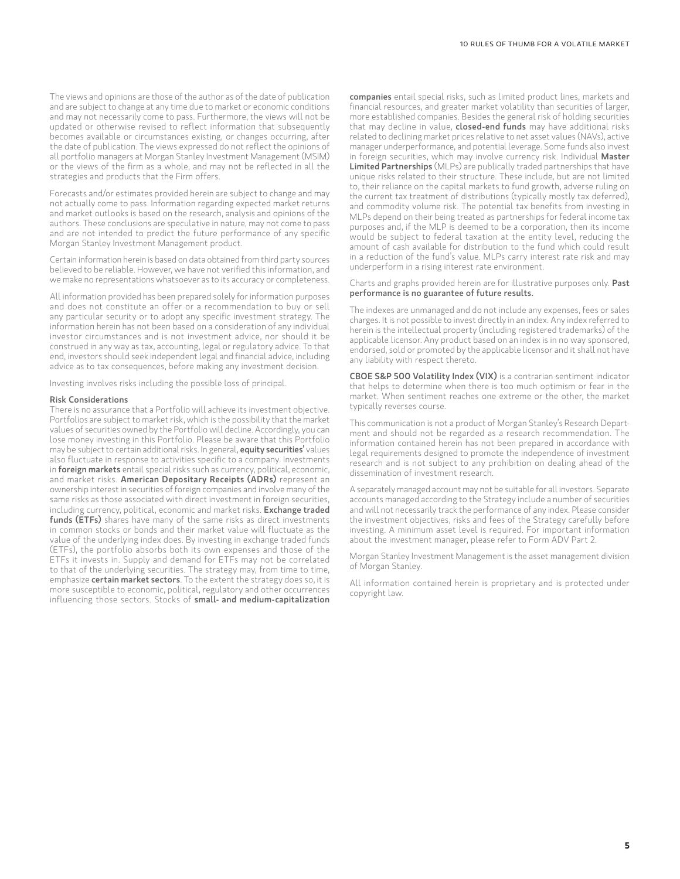The views and opinions are those of the author as of the date of publication and are subject to change at any time due to market or economic conditions and may not necessarily come to pass. Furthermore, the views will not be updated or otherwise revised to reflect information that subsequently becomes available or circumstances existing, or changes occurring, after the date of publication. The views expressed do not reflect the opinions of all portfolio managers at Morgan Stanley Investment Management (MSIM) or the views of the firm as a whole, and may not be reflected in all the strategies and products that the Firm offers.

Forecasts and/or estimates provided herein are subject to change and may not actually come to pass. Information regarding expected market returns and market outlooks is based on the research, analysis and opinions of the authors. These conclusions are speculative in nature, may not come to pass and are not intended to predict the future performance of any specific Morgan Stanley Investment Management product.

Certain information herein is based on data obtained from third party sources believed to be reliable. However, we have not verified this information, and we make no representations whatsoever as to its accuracy or completeness.

All information provided has been prepared solely for information purposes and does not constitute an offer or a recommendation to buy or sell any particular security or to adopt any specific investment strategy. The information herein has not been based on a consideration of any individual investor circumstances and is not investment advice, nor should it be construed in any way as tax, accounting, legal or regulatory advice. To that end, investors should seek independent legal and financial advice, including advice as to tax consequences, before making any investment decision.

Investing involves risks including the possible loss of principal.

**Risk Considerations**

There is no assurance that a Portfolio will achieve its investment objective. Portfolios are subject to market risk, which is the possibility that the market values of securities owned by the Portfolio will decline. Accordingly, you can lose money investing in this Portfolio. Please be aware that this Portfolio may be subject to certain additional risks. In general, **equity securities'** values also fluctuate in response to activities specific to a company. Investments in **foreign markets** entail special risks such as currency, political, economic, and market risks. **American Depositary Receipts (ADRs)** represent an ownership interest in securities of foreign companies and involve many of the same risks as those associated with direct investment in foreign securities, including currency, political, economic and market risks. **Exchange traded funds (ETFs)** shares have many of the same risks as direct investments in common stocks or bonds and their market value will fluctuate as the value of the underlying index does. By investing in exchange traded funds (ETFs), the portfolio absorbs both its own expenses and those of the ETFs it invests in. Supply and demand for ETFs may not be correlated to that of the underlying securities. The strategy may, from time to time, emphasize **certain market sectors**. To the extent the strategy does so, it is more susceptible to economic, political, regulatory and other occurrences influencing those sectors. Stocks of **small- and medium-capitalization companies** entail special risks, such as limited product lines, markets and financial resources, and greater market volatility than securities of larger, more established companies. Besides the general risk of holding securities that may decline in value, **closed-end funds** may have additional risks related to declining market prices relative to net asset values (NAVs), active manager underperformance, and potential leverage. Some funds also invest in foreign securities, which may involve currency risk. Individual **Master Limited Partnerships** (MLPs) are publically traded partnerships that have unique risks related to their structure. These include, but are not limited to, their reliance on the capital markets to fund growth, adverse ruling on the current tax treatment of distributions (typically mostly tax deferred), and commodity volume risk. The potential tax benefits from investing in MLPs depend on their being treated as partnerships for federal income tax purposes and, if the MLP is deemed to be a corporation, then its income would be subject to federal taxation at the entity level, reducing the amount of cash available for distribution to the fund which could result in a reduction of the fund's value. MLPs carry interest rate risk and may underperform in a rising interest rate environment.

Charts and graphs provided herein are for illustrative purposes only. **Past performance is no guarantee of future results.**

The indexes are unmanaged and do not include any expenses, fees or sales charges. It is not possible to invest directly in an index. Any index referred to herein is the intellectual property (including registered trademarks) of the applicable licensor. Any product based on an index is in no way sponsored, endorsed, sold or promoted by the applicable licensor and it shall not have any liability with respect thereto.

**CBOE S&P 500 Volatility Index (VIX)** is a contrarian sentiment indicator that helps to determine when there is too much optimism or fear in the market. When sentiment reaches one extreme or the other, the market typically reverses course.

This communication is not a product of Morgan Stanley's Research Department and should not be regarded as a research recommendation. The information contained herein has not been prepared in accordance with legal requirements designed to promote the independence of investment research and is not subject to any prohibition on dealing ahead of the dissemination of investment research.

A separately managed account may not be suitable for all investors. Separate accounts managed according to the Strategy include a number of securities and will not necessarily track the performance of any index. Please consider the investment objectives, risks and fees of the Strategy carefully before investing. A minimum asset level is required. For important information about the investment manager, please refer to Form ADV Part 2.

Morgan Stanley Investment Management is the asset management division of Morgan Stanley.

All information contained herein is proprietary and is protected under copyright law.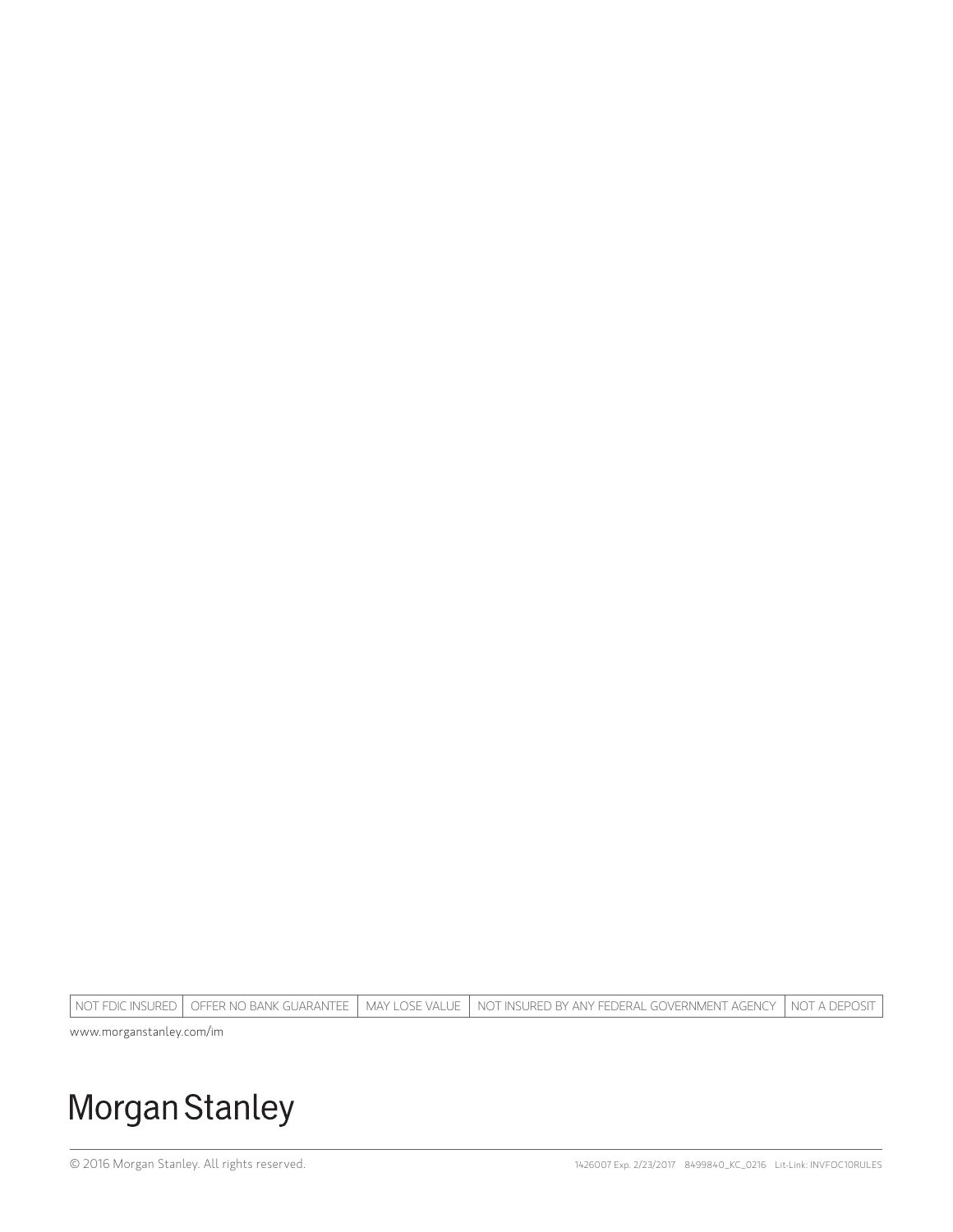| NOT FDIC INSURED | OFFER NO BANK GUARANTEE | MAY LOSE VALUE | NOT INSURED BY ANY FEDERAL GOVERNMENT AGENCY | NOT A DEPOSIT |
| --- | --- | --- | --- | --- |

www.morganstanley.com/im

Morgan Stanley

© 2016 Morgan Stanley. All rights reserved.

1426007 Exp. 2/23/2017 8499840_KC_0216 Lit-Link: INVFOC10RULES